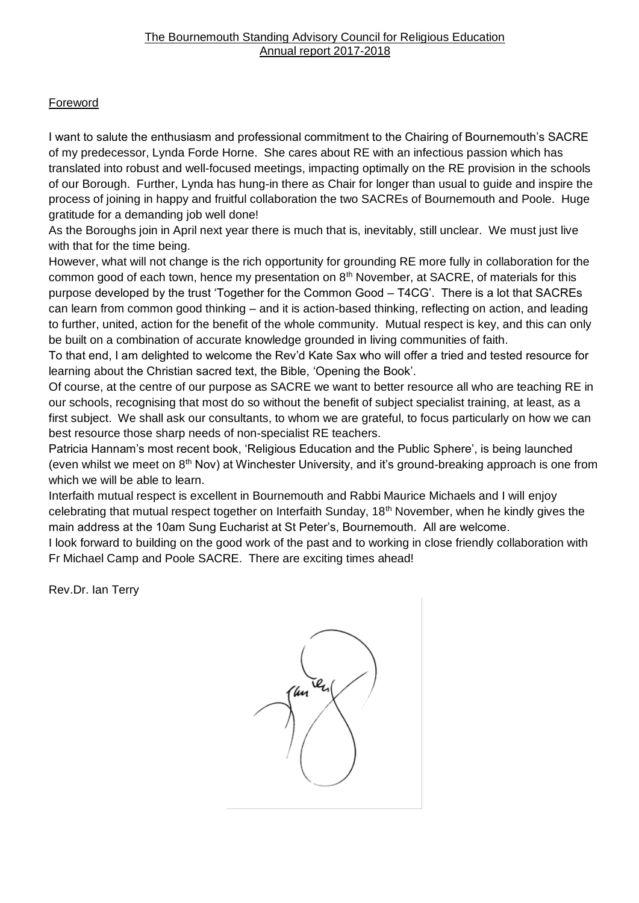The Bournemouth Standing Advisory Council for Religious Education
Annual report 2017-2018

## Foreword

I want to salute the enthusiasm and professional commitment to the Chairing of Bournemouth's SACRE of my predecessor, Lynda Forde Horne. She cares about RE with an infectious passion which has translated into robust and well-focused meetings, impacting optimally on the RE provision in the schools of our Borough. Further, Lynda has hung-in there as Chair for longer than usual to guide and inspire the process of joining in happy and fruitful collaboration the two SACREs of Bournemouth and Poole. Huge gratitude for a demanding job well done!

As the Boroughs join in April next year there is much that is, inevitably, still unclear. We must just live with that for the time being.

However, what will not change is the rich opportunity for grounding RE more fully in collaboration for the common good of each town, hence my presentation on 8th November, at SACRE, of materials for this purpose developed by the trust 'Together for the Common Good – T4CG'. There is a lot that SACREs can learn from common good thinking – and it is action-based thinking, reflecting on action, and leading to further, united, action for the benefit of the whole community. Mutual respect is key, and this can only be built on a combination of accurate knowledge grounded in living communities of faith.

To that end, I am delighted to welcome the Rev'd Kate Sax who will offer a tried and tested resource for learning about the Christian sacred text, the Bible, 'Opening the Book'.

Of course, at the centre of our purpose as SACRE we want to better resource all who are teaching RE in our schools, recognising that most do so without the benefit of subject specialist training, at least, as a first subject. We shall ask our consultants, to whom we are grateful, to focus particularly on how we can best resource those sharp needs of non-specialist RE teachers.

Patricia Hannam's most recent book, 'Religious Education and the Public Sphere', is being launched (even whilst we meet on 8th Nov) at Winchester University, and it's ground-breaking approach is one from which we will be able to learn.

Interfaith mutual respect is excellent in Bournemouth and Rabbi Maurice Michaels and I will enjoy celebrating that mutual respect together on Interfaith Sunday, 18th November, when he kindly gives the main address at the 10am Sung Eucharist at St Peter's, Bournemouth. All are welcome.

I look forward to building on the good work of the past and to working in close friendly collaboration with Fr Michael Camp and Poole SACRE. There are exciting times ahead!

Rev.Dr. Ian Terry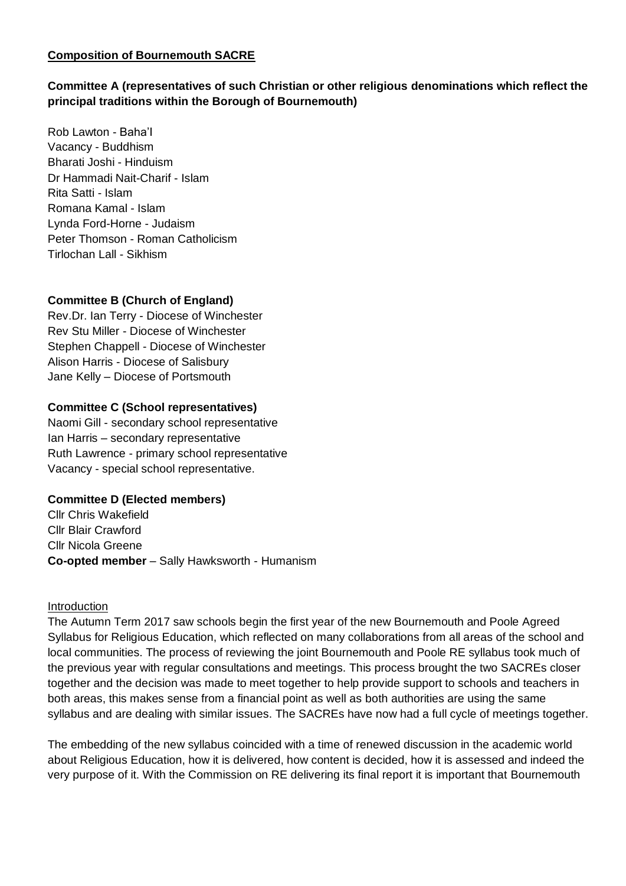**Composition of Bournemouth SACRE**

**Committee A (representatives of such Christian or other religious denominations which reflect the principal traditions within the Borough of Bournemouth)**

Rob Lawton - Baha'I
Vacancy - Buddhism
Bharati Joshi - Hinduism
Dr Hammadi Nait-Charif - Islam
Rita Satti - Islam
Romana Kamal - Islam
Lynda Ford-Horne - Judaism
Peter Thomson - Roman Catholicism
Tirlochan Lall - Sikhism

**Committee B (Church of England)**

Rev.Dr. Ian Terry - Diocese of Winchester
Rev Stu Miller - Diocese of Winchester
Stephen Chappell - Diocese of Winchester
Alison Harris - Diocese of Salisbury
Jane Kelly – Diocese of Portsmouth

**Committee C (School representatives)**

Naomi Gill - secondary school representative
Ian Harris – secondary representative
Ruth Lawrence - primary school representative
Vacancy - special school representative.

**Committee D (Elected members)**

Cllr Chris Wakefield
Cllr Blair Crawford
Cllr Nicola Greene
**Co-opted member** – Sally Hawksworth - Humanism

Introduction

The Autumn Term 2017 saw schools begin the first year of the new Bournemouth and Poole Agreed Syllabus for Religious Education, which reflected on many collaborations from all areas of the school and local communities. The process of reviewing the joint Bournemouth and Poole RE syllabus took much of the previous year with regular consultations and meetings. This process brought the two SACREs closer together and the decision was made to meet together to help provide support to schools and teachers in both areas, this makes sense from a financial point as well as both authorities are using the same syllabus and are dealing with similar issues. The SACREs have now had a full cycle of meetings together.

The embedding of the new syllabus coincided with a time of renewed discussion in the academic world about Religious Education, how it is delivered, how content is decided, how it is assessed and indeed the very purpose of it. With the Commission on RE delivering its final report it is important that Bournemouth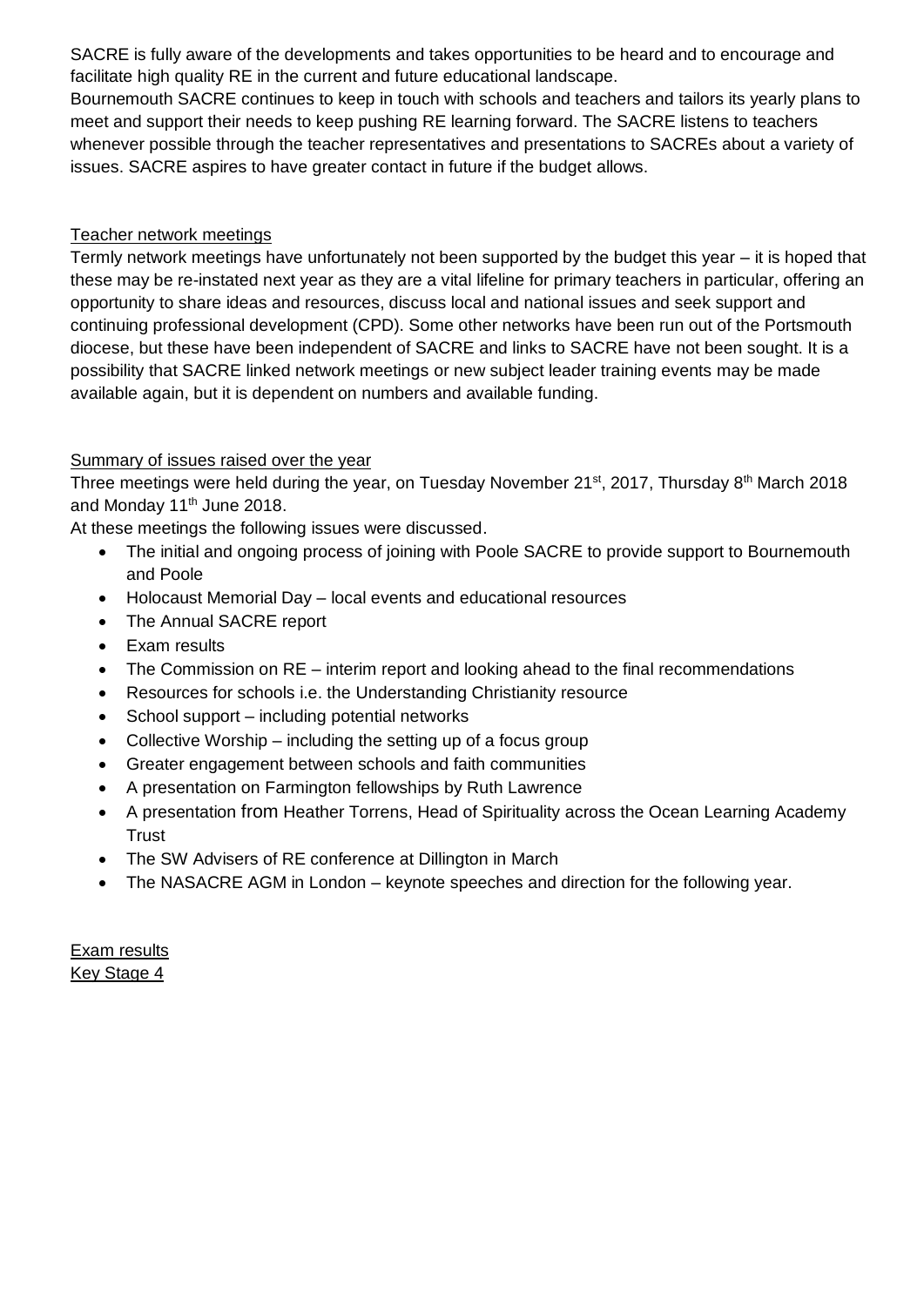SACRE is fully aware of the developments and takes opportunities to be heard and to encourage and facilitate high quality RE in the current and future educational landscape.
Bournemouth SACRE continues to keep in touch with schools and teachers and tailors its yearly plans to meet and support their needs to keep pushing RE learning forward. The SACRE listens to teachers whenever possible through the teacher representatives and presentations to SACREs about a variety of issues. SACRE aspires to have greater contact in future if the budget allows.

## Teacher network meetings

Termly network meetings have unfortunately not been supported by the budget this year – it is hoped that these may be re-instated next year as they are a vital lifeline for primary teachers in particular, offering an opportunity to share ideas and resources, discuss local and national issues and seek support and continuing professional development (CPD). Some other networks have been run out of the Portsmouth diocese, but these have been independent of SACRE and links to SACRE have not been sought. It is a possibility that SACRE linked network meetings or new subject leader training events may be made available again, but it is dependent on numbers and available funding.

## Summary of issues raised over the year

Three meetings were held during the year, on Tuesday November 21st, 2017, Thursday 8th March 2018 and Monday 11th June 2018.

At these meetings the following issues were discussed.

- The initial and ongoing process of joining with Poole SACRE to provide support to Bournemouth and Poole
- Holocaust Memorial Day – local events and educational resources
- The Annual SACRE report
- Exam results
- The Commission on RE – interim report and looking ahead to the final recommendations
- Resources for schools i.e. the Understanding Christianity resource
- School support – including potential networks
- Collective Worship – including the setting up of a focus group
- Greater engagement between schools and faith communities
- A presentation on Farmington fellowships by Ruth Lawrence
- A presentation from Heather Torrens, Head of Spirituality across the Ocean Learning Academy Trust
- The SW Advisers of RE conference at Dillington in March
- The NASACRE AGM in London – keynote speeches and direction for the following year.

## Exam results

### Key Stage 4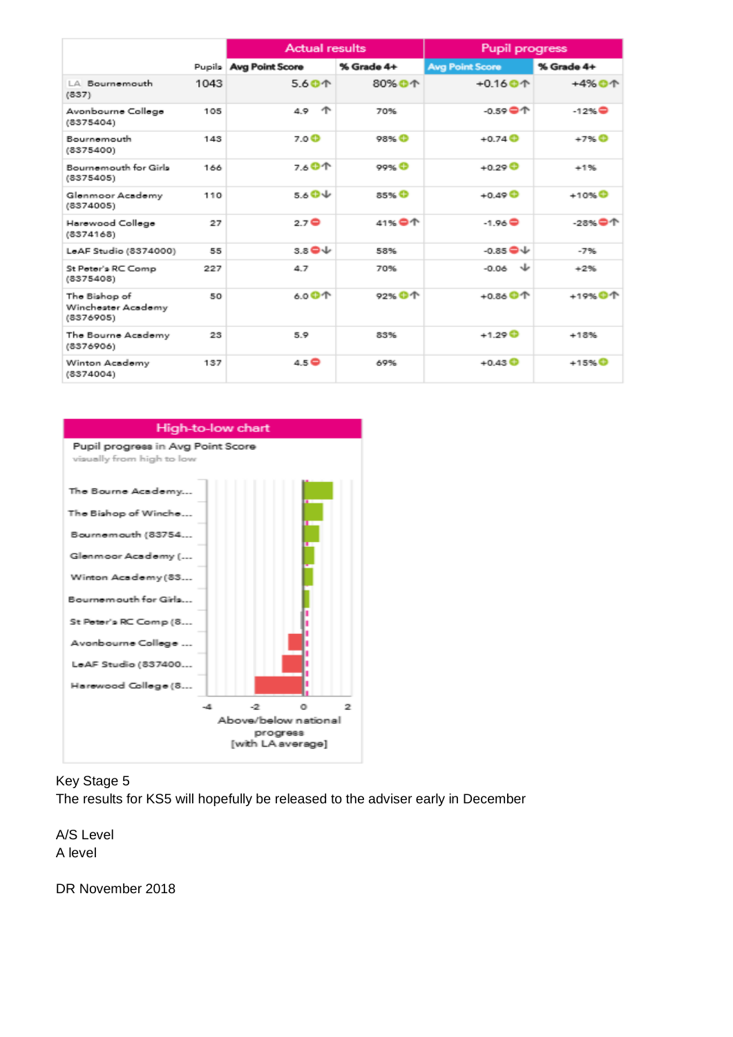| | Pupils | Actual results | | Pupil progress | |
|---|---|---|---|---|---|
| | | Avg Point Score | % Grade 4+ | Avg Point Score | % Grade 4+ |
| LA Bournemouth (837) | 1043 | 5.6 ⊕↑ | 80% ⊕↑ | +0.16 ⊕↑ | +4% ⊕↑ |
| Avonbourne College (8375404) | 105 | 4.9 ↑ | 70% | -0.59 ⊖↑ | -12% ⊖ |
| Bournemouth (8375400) | 143 | 7.0 ⊕ | 98% ⊕ | +0.74 ⊕ | +7% ⊕ |
| Bournemouth for Girls (8375405) | 166 | 7.6 ⊕↑ | 99% ⊕ | +0.29 ⊕ | +1% |
| Glenmoor Academy (8374005) | 110 | 5.6 ⊕↓ | 85% ⊕ | +0.49 ⊕ | +10% ⊕ |
| Harewood College (8374168) | 27 | 2.7 ⊖ | 41% ⊖↑ | -1.96 ⊖ | -28% ⊖↑ |
| LeAF Studio (8374000) | 55 | 3.8 ⊖↓ | 58% | -0.85 ⊖↓ | -7% |
| St Peter's RC Comp (8375408) | 227 | 4.7 | 70% | -0.06 ↓ | +2% |
| The Bishop of Winchester Academy (8376905) | 50 | 6.0 ⊕↑ | 92% ⊕↑ | +0.86 ⊕↑ | +19% ⊕↑ |
| The Bourne Academy (8376906) | 23 | 5.9 | 83% | +1.29 ⊕ | +18% |
| Winton Academy (8374004) | 137 | 4.5 ⊖ | 69% | +0.43 ⊕ | +15% ⊕ |

High-to-low chart

Pupil progress in Avg Point Score

visually from high to low

The Bourne Academy...
The Bishop of Winche...
Bournemouth (83754...
Glenmoor Academy (...
Winton Academy (83...
Bournemouth for Girls...
St Peter's RC Comp (8...
Avonbourne College ...
LeAF Studio (837400...
Harewood College (8...

-4 -2 0 2

Above/below national progress [with LA average]

Key Stage 5
The results for KS5 will hopefully be released to the adviser early in December

A/S Level
A level

DR November 2018